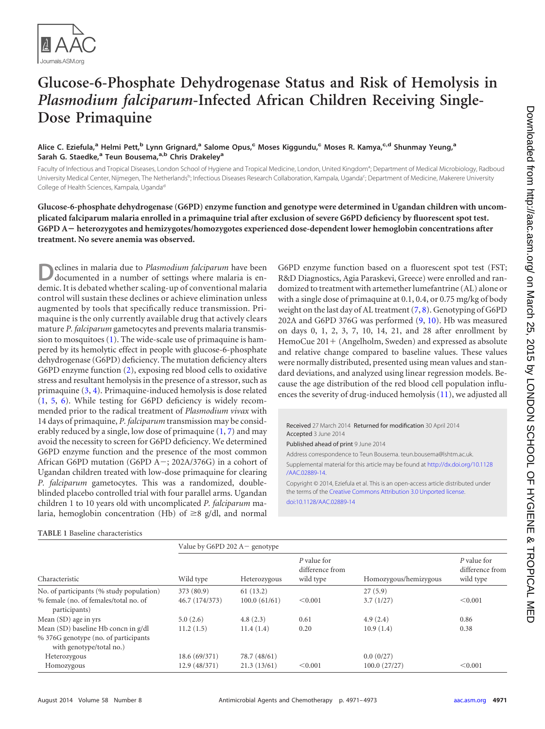# Glucose-6-Phosphate Dehydrogenase Status and Risk of Hemolysis in *Plasmodium falciparum*-Infected African Children Receiving Single-Dose Primaquine

**Alice C. Eziefula,[a] Helmi Pett,[b] Lynn Grignard,[a] Salome Opus,[c] Moses Kiggundu,[c] Moses R. Kamya,[c,d] Shunmay Yeung,[a] Sarah G. Staedke,[a] Teun Bousema,[a,b] Chris Drakeley[a]**

Faculty of Infectious and Tropical Diseases, London School of Hygiene and Tropical Medicine, London, United Kingdom[a]; Department of Medical Microbiology, Radboud University Medical Center, Nijmegen, The Netherlands[b]; Infectious Diseases Research Collaboration, Kampala, Uganda[c]; Department of Medicine, Makerere University College of Health Sciences, Kampala, Uganda[d]

**Glucose-6-phosphate dehydrogenase (G6PD) enzyme function and genotype were determined in Ugandan children with uncomplicated falciparum malaria enrolled in a primaquine trial after exclusion of severe G6PD deficiency by fluorescent spot test. G6PD A− heterozygotes and hemizygotes/homozygotes experienced dose-dependent lower hemoglobin concentrations after treatment. No severe anemia was observed.**

Declines in malaria due to *Plasmodium falciparum* have been documented in a number of settings where malaria is endemic. It is debated whether scaling-up of conventional malaria control will sustain these declines or achieve elimination unless augmented by tools that specifically reduce transmission. Primaquine is the only currently available drug that actively clears mature *P. falciparum* gametocytes and prevents malaria transmission to mosquitoes (1). The wide-scale use of primaquine is hampered by its hemolytic effect in people with glucose-6-phosphate dehydrogenase (G6PD) deficiency. The mutation deficiency alters G6PD enzyme function (2), exposing red blood cells to oxidative stress and resultant hemolysis in the presence of a stressor, such as primaquine (3, 4). Primaquine-induced hemolysis is dose related (1, 5, 6). While testing for G6PD deficiency is widely recommended prior to the radical treatment of *Plasmodium vivax* with 14 days of primaquine, *P. falciparum* transmission may be considerably reduced by a single, low dose of primaquine (1, 7) and may avoid the necessity to screen for G6PD deficiency. We determined G6PD enzyme function and the presence of the most common African G6PD mutation (G6PD A−; 202A/376G) in a cohort of Ugandan children treated with low-dose primaquine for clearing *P. falciparum* gametocytes. This was a randomized, double-blinded placebo controlled trial with four parallel arms. Ugandan children 1 to 10 years old with uncomplicated *P. falciparum* malaria, hemoglobin concentration (Hb) of ≥8 g/dl, and normal G6PD enzyme function based on a fluorescent spot test (FST; R&D Diagnostics, Agia Paraskevi, Greece) were enrolled and randomized to treatment with artemether lumefantrine (AL) alone or with a single dose of primaquine at 0.1, 0.4, or 0.75 mg/kg of body weight on the last day of AL treatment (7, 8). Genotyping of G6PD 202A and G6PD 376G was performed (9, 10). Hb was measured on days 0, 1, 2, 3, 7, 10, 14, 21, and 28 after enrollment by HemoCue 201+ (Angelholm, Sweden) and expressed as absolute and relative change compared to baseline values. These values were normally distributed, presented using mean values and standard deviations, and analyzed using linear regression models. Because the age distribution of the red blood cell population influences the severity of drug-induced hemolysis (11), we adjusted all

Received 27 March 2014 Returned for modification 30 April 2014 Accepted 3 June 2014

Published ahead of print 9 June 2014

Address correspondence to Teun Bousema. teun.bousema@lshtm.ac.uk.

Supplemental material for this article may be found at http://dx.doi.org/10.1128/AAC.02889-14.

Copyright © 2014, Eziefula et al. This is an open-access article distributed under the terms of the Creative Commons Attribution 3.0 Unported license.

doi:10.1128/AAC.02889-14

**TABLE 1** Baseline characteristics

| Characteristic | Value by G6PD 202 A− genotype | | | | |
|---|---|---|---|---|---|
| | Wild type | Heterozygous | *P* value for difference from wild type | Homozygous/hemizygous | *P* value for difference from wild type |
| No. of participants (% study population) | 373 (80.9) | 61 (13.2) | | 27 (5.9) | |
| % female (no. of females/total no. of participants) | 46.7 (174/373) | 100.0 (61/61) | <0.001 | 3.7 (1/27) | <0.001 |
| Mean (SD) age in yrs | 5.0 (2.6) | 4.8 (2.3) | 0.61 | 4.9 (2.4) | 0.86 |
| Mean (SD) baseline Hb concn in g/dl | 11.2 (1.5) | 11.4 (1.4) | 0.20 | 10.9 (1.4) | 0.38 |
| % 376G genotype (no. of participants with genotype/total no.) | | | | | |
| Heterozygous | 18.6 (69/371) | 78.7 (48/61) | | 0.0 (0/27) | |
| Homozygous | 12.9 (48/371) | 21.3 (13/61) | <0.001 | 100.0 (27/27) | <0.001 |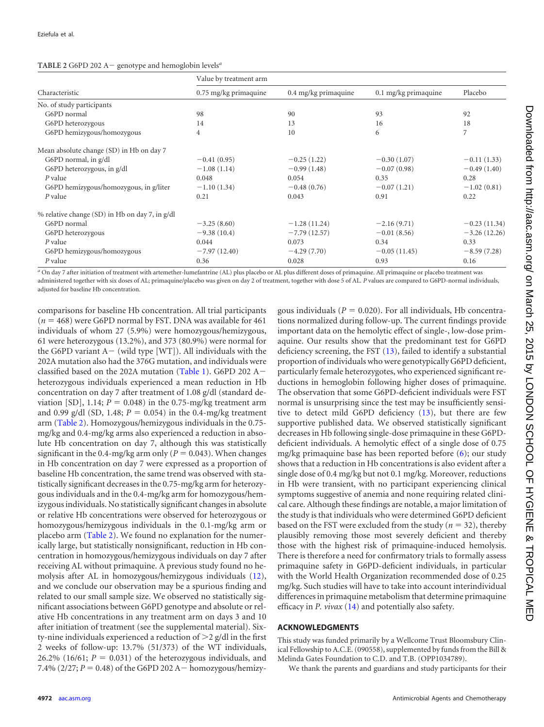**TABLE 2** G6PD 202 A− genotype and hemoglobin levels[a]

| Characteristic | Value by treatment arm | | | |
|---|---|---|---|---|
| | 0.75 mg/kg primaquine | 0.4 mg/kg primaquine | 0.1 mg/kg primaquine | Placebo |
| No. of study participants | | | | |
| G6PD normal | 98 | 90 | 93 | 92 |
| G6PD heterozygous | 14 | 13 | 16 | 18 |
| G6PD hemizygous/homozygous | 4 | 10 | 6 | 7 |
| Mean absolute change (SD) in Hb on day 7 | | | | |
| G6PD normal, in g/dl | −0.41 (0.95) | −0.25 (1.22) | −0.30 (1.07) | −0.11 (1.33) |
| G6PD heterozygous, in g/dl | −1.08 (1.14) | −0.99 (1.48) | −0.07 (0.98) | −0.49 (1.40) |
| *P* value | 0.048 | 0.054 | 0.35 | 0.28 |
| G6PD hemizygous/homozygous, in g/liter | −1.10 (1.34) | −0.48 (0.76) | −0.07 (1.21) | −1.02 (0.81) |
| *P* value | 0.21 | 0.043 | 0.91 | 0.22 |
| % relative change (SD) in Hb on day 7, in g/dl | | | | |
| G6PD normal | −3.25 (8.60) | −1.28 (11.24) | −2.16 (9.71) | −0.23 (11.34) |
| G6PD heterozygous | −9.38 (10.4) | −7.79 (12.57) | −0.01 (8.56) | −3.26 (12.26) |
| *P* value | 0.044 | 0.073 | 0.34 | 0.33 |
| G6PD hemizygous/homozygous | −7.97 (12.40) | −4.29 (7.70) | −0.05 (11.45) | −8.59 (7.28) |
| *P* value | 0.36 | 0.028 | 0.93 | 0.16 |

[a] On day 7 after initiation of treatment with artemether-lumefantrine (AL) plus placebo or AL plus different doses of primaquine. All primaquine or placebo treatment was administered together with six doses of AL; primaquine/placebo was given on day 2 of treatment, together with dose 5 of AL. *P* values are compared to G6PD-normal individuals, adjusted for baseline Hb concentration.

comparisons for baseline Hb concentration. All trial participants ($n = 468$) were G6PD normal by FST. DNA was available for 461 individuals of whom 27 (5.9%) were homozygous/hemizygous, 61 were heterozygous (13.2%), and 373 (80.9%) were normal for the G6PD variant A− (wild type [WT]). All individuals with the 202A mutation also had the 376G mutation, and individuals were classified based on the 202A mutation (Table 1). G6PD 202 A− heterozygous individuals experienced a mean reduction in Hb concentration on day 7 after treatment of 1.08 g/dl (standard deviation [SD], 1.14; $P = 0.048$) in the 0.75-mg/kg treatment arm and 0.99 g/dl (SD, 1.48; $P = 0.054$) in the 0.4-mg/kg treatment arm (Table 2). Homozygous/hemizygous individuals in the 0.75-mg/kg and 0.4-mg/kg arms also experienced a reduction in absolute Hb concentration on day 7, although this was statistically significant in the 0.4-mg/kg arm only ($P = 0.043$). When changes in Hb concentration on day 7 were expressed as a proportion of baseline Hb concentration, the same trend was observed with statistically significant decreases in the 0.75-mg/kg arm for heterozygous individuals and in the 0.4-mg/kg arm for homozygous/hemizygous individuals. No statistically significant changes in absolute or relative Hb concentrations were observed for heterozygous or homozygous/hemizygous individuals in the 0.1-mg/kg arm or placebo arm (Table 2). We found no explanation for the numerically large, but statistically nonsignificant, reduction in Hb concentration in homozygous/hemizygous individuals on day 7 after receiving AL without primaquine. A previous study found no hemolysis after AL in homozygous/hemizygous individuals (12), and we conclude our observation may be a spurious finding and related to our small sample size. We observed no statistically significant associations between G6PD genotype and absolute or relative Hb concentrations in any treatment arm on days 3 and 10 after initiation of treatment (see the supplemental material). Sixty-nine individuals experienced a reduction of >2 g/dl in the first 2 weeks of follow-up: 13.7% (51/373) of the WT individuals, 26.2% (16/61; $P = 0.031$) of the heterozygous individuals, and 7.4% (2/27; $P = 0.48$) of the G6PD 202 A− homozygous/hemizygous individuals ($P = 0.020$). For all individuals, Hb concentrations normalized during follow-up. The current findings provide important data on the hemolytic effect of single-, low-dose primaquine. Our results show that the predominant test for G6PD deficiency screening, the FST (13), failed to identify a substantial proportion of individuals who were genotypically G6PD deficient, particularly female heterozygotes, who experienced significant reductions in hemoglobin following higher doses of primaquine. The observation that some G6PD-deficient individuals were FST normal is unsurprising since the test may be insufficiently sensitive to detect mild G6PD deficiency (13), but there are few supportive published data. We observed statistically significant decreases in Hb following single-dose primaquine in these G6PD-deficient individuals. A hemolytic effect of a single dose of 0.75 mg/kg primaquine base has been reported before (6); our study shows that a reduction in Hb concentrations is also evident after a single dose of 0.4 mg/kg but not 0.1 mg/kg. Moreover, reductions in Hb were transient, with no participant experiencing clinical symptoms suggestive of anemia and none requiring related clinical care. Although these findings are notable, a major limitation of the study is that individuals who were determined G6PD deficient based on the FST were excluded from the study ($n = 32$), thereby plausibly removing those most severely deficient and thereby those with the highest risk of primaquine-induced hemolysis. There is therefore a need for confirmatory trials to formally assess primaquine safety in G6PD-deficient individuals, in particular with the World Health Organization recommended dose of 0.25 mg/kg. Such studies will have to take into account interindividual differences in primaquine metabolism that determine primaquine efficacy in *P. vivax* (14) and potentially also safety.

## ACKNOWLEDGMENTS

This study was funded primarily by a Wellcome Trust Bloomsbury Clinical Fellowship to A.C.E. (090558), supplemented by funds from the Bill & Melinda Gates Foundation to C.D. and T.B. (OPP1034789).

We thank the parents and guardians and study participants for their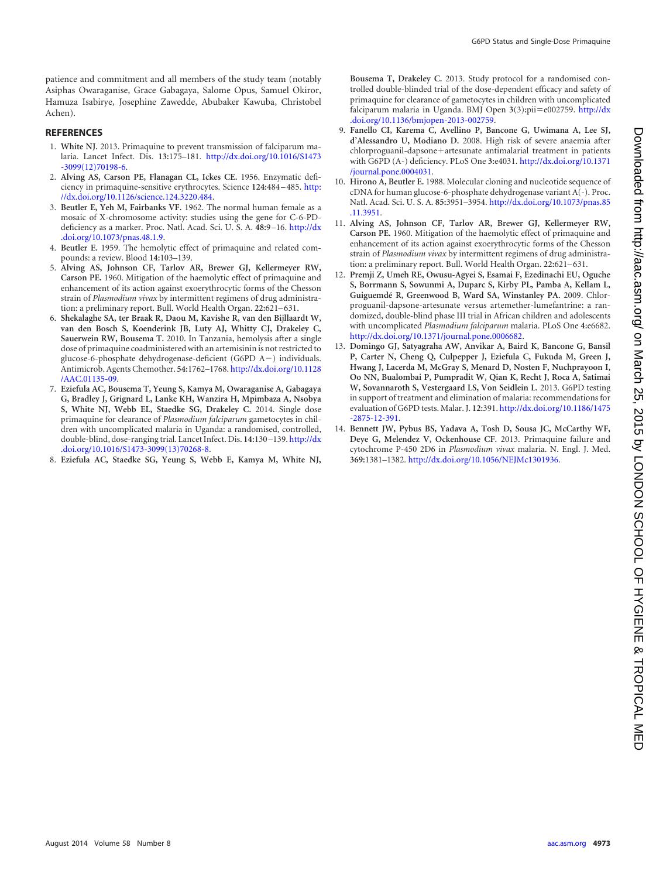patience and commitment and all members of the study team (notably Asiphas Owaraganise, Grace Gabagaya, Salome Opus, Samuel Okiror, Hamuza Isabirye, Josephine Zawedde, Abubaker Kawuba, Christobel Achen).

## REFERENCES

1. **White NJ.** 2013. Primaquine to prevent transmission of falciparum malaria. Lancet Infect. Dis. **13:**175–181. http://dx.doi.org/10.1016/S1473-3099(12)70198-6.
2. **Alving AS, Carson PE, Flanagan CL, Ickes CE.** 1956. Enzymatic deficiency in primaquine-sensitive erythrocytes. Science **124:**484–485. http://dx.doi.org/10.1126/science.124.3220.484.
3. **Beutler E, Yeh M, Fairbanks VF.** 1962. The normal human female as a mosaic of X-chromosome activity: studies using the gene for C-6-PD-deficiency as a marker. Proc. Natl. Acad. Sci. U. S. A. **48:**9–16. http://dx.doi.org/10.1073/pnas.48.1.9.
4. **Beutler E.** 1959. The hemolytic effect of primaquine and related compounds: a review. Blood **14:**103–139.
5. **Alving AS, Johnson CF, Tarlov AR, Brewer GJ, Kellermeyer RW, Carson PE.** 1960. Mitigation of the haemolytic effect of primaquine and enhancement of its action against exoerythrocytic forms of the Chesson strain of *Plasmodium vivax* by intermittent regimens of drug administration: a preliminary report. Bull. World Health Organ. **22:**621–631.
6. **Shekalaghe SA, ter Braak R, Daou M, Kavishe R, van den Bijllaardt W, van den Bosch S, Koenderink JB, Luty AJ, Whitty CJ, Drakeley C, Sauerwein RW, Bousema T.** 2010. In Tanzania, hemolysis after a single dose of primaquine coadministered with an artemisinin is not restricted to glucose-6-phosphate dehydrogenase-deficient (G6PD A−) individuals. Antimicrob. Agents Chemother. **54:**1762–1768. http://dx.doi.org/10.1128/AAC.01135-09.
7. **Eziefula AC, Bousema T, Yeung S, Kamya M, Owaraganise A, Gabagaya G, Bradley J, Grignard L, Lanke KH, Wanzira H, Mpimbaza A, Nsobya S, White NJ, Webb EL, Staedke SG, Drakeley C.** 2014. Single dose primaquine for clearance of *Plasmodium falciparum* gametocytes in children with uncomplicated malaria in Uganda: a randomised, controlled, double-blind, dose-ranging trial. Lancet Infect. Dis. **14:**130–139. http://dx.doi.org/10.1016/S1473-3099(13)70268-8.
8. **Eziefula AC, Staedke SG, Yeung S, Webb E, Kamya M, White NJ, Bousema T, Drakeley C.** 2013. Study protocol for a randomised controlled double-blinded trial of the dose-dependent efficacy and safety of primaquine for clearance of gametocytes in children with uncomplicated falciparum malaria in Uganda. BMJ Open **3**(3):pii=e002759. http://dx.doi.org/10.1136/bmjopen-2013-002759.
9. **Fanello CI, Karema C, Avellino P, Bancone G, Uwimana A, Lee SJ, d'Alessandro U, Modiano D.** 2008. High risk of severe anaemia after chlorproguanil-dapsone+artesunate antimalarial treatment in patients with G6PD (A-) deficiency. PLoS One **3:**e4031. http://dx.doi.org/10.1371/journal.pone.0004031.
10. **Hirono A, Beutler E.** 1988. Molecular cloning and nucleotide sequence of cDNA for human glucose-6-phosphate dehydrogenase variant A(-). Proc. Natl. Acad. Sci. U. S. A. **85:**3951–3954. http://dx.doi.org/10.1073/pnas.85.11.3951.
11. **Alving AS, Johnson CF, Tarlov AR, Brewer GJ, Kellermeyer RW, Carson PE.** 1960. Mitigation of the haemolytic effect of primaquine and enhancement of its action against exoerythrocytic forms of the Chesson strain of *Plasmodium vivax* by intermittent regimens of drug administration: a preliminary report. Bull. World Health Organ. **22:**621–631.
12. **Premji Z, Umeh RE, Owusu-Agyei S, Esamai F, Ezedinachi EU, Oguche S, Borrmann S, Sowunmi A, Duparc S, Kirby PL, Pamba A, Kellam L, Guiguemdé R, Greenwood B, Ward SA, Winstanley PA.** 2009. Chlorproguanil-dapsone-artesunate versus artemether-lumefantrine: a randomized, double-blind phase III trial in African children and adolescents with uncomplicated *Plasmodium falciparum* malaria. PLoS One **4:**e6682. http://dx.doi.org/10.1371/journal.pone.0006682.
13. **Domingo GJ, Satyagraha AW, Anvikar A, Baird K, Bancone G, Bansil P, Carter N, Cheng Q, Culpepper J, Eziefula C, Fukuda M, Green J, Hwang J, Lacerda M, McGray S, Menard D, Nosten F, Nuchprayoon I, Oo NN, Bualombai P, Pumpradit W, Qian K, Recht J, Roca A, Satimai W, Sovannaroth S, Vestergaard LS, Von Seidlein L.** 2013. G6PD testing in support of treatment and elimination of malaria: recommendations for evaluation of G6PD tests. Malar. J. **12:**391. http://dx.doi.org/10.1186/1475-2875-12-391.
14. **Bennett JW, Pybus BS, Yadava A, Tosh D, Sousa JC, McCarthy WF, Deye G, Melendez V, Ockenhouse CF.** 2013. Primaquine failure and cytochrome P-450 2D6 in *Plasmodium vivax* malaria. N. Engl. J. Med. **369:**1381–1382. http://dx.doi.org/10.1056/NEJMc1301936.